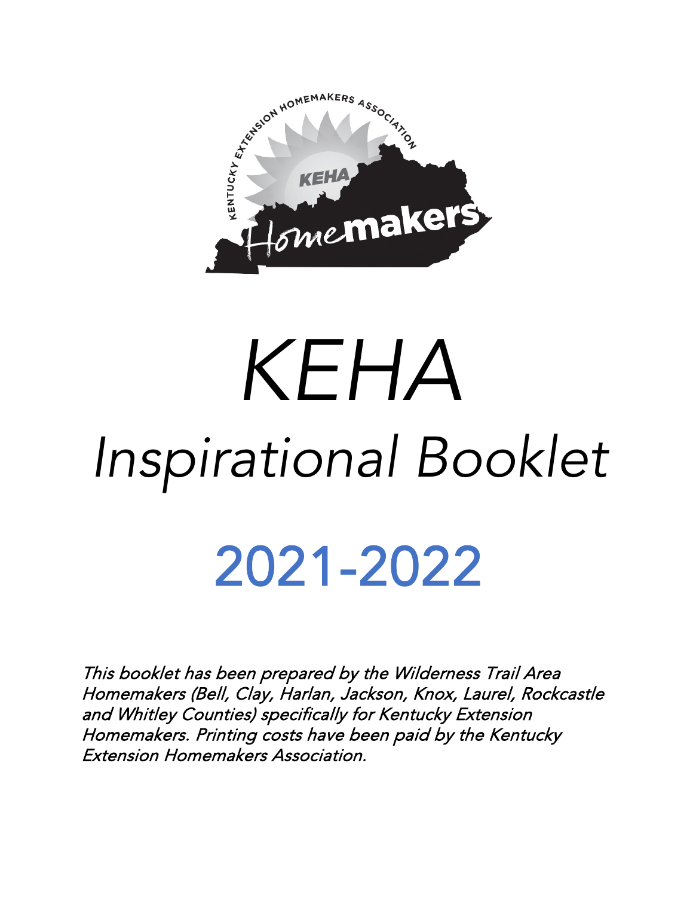# *KEHA*

## *Inspirational Booklet*

## 2021-2022

*This booklet has been prepared by the Wilderness Trail Area Homemakers (Bell, Clay, Harlan, Jackson, Knox, Laurel, Rockcastle and Whitley Counties) specifically for Kentucky Extension Homemakers. Printing costs have been paid by the Kentucky Extension Homemakers Association.*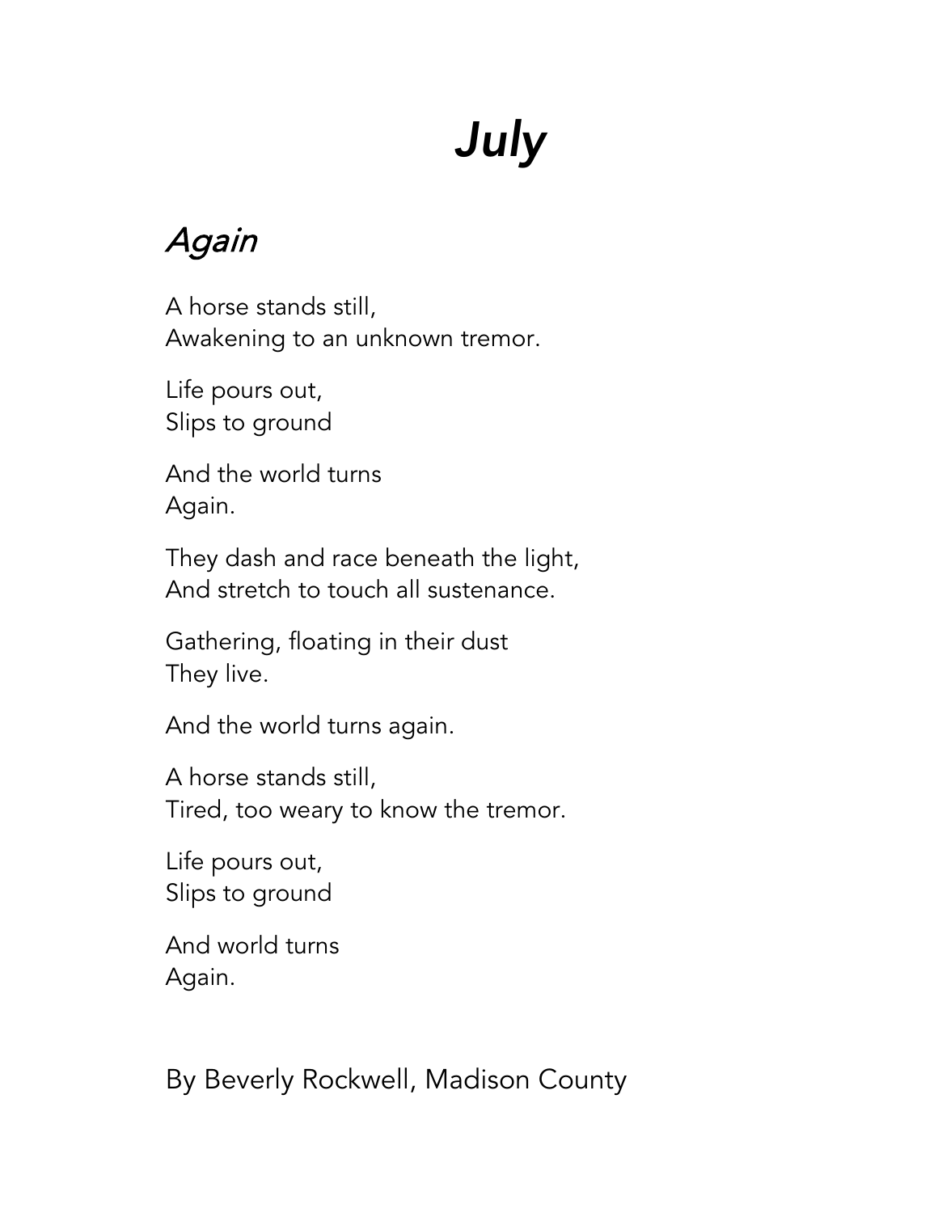# *July*

## *Again*

A horse stands still,
Awakening to an unknown tremor.

Life pours out,
Slips to ground

And the world turns
Again.

They dash and race beneath the light,
And stretch to touch all sustenance.

Gathering, floating in their dust
They live.

And the world turns again.

A horse stands still,
Tired, too weary to know the tremor.

Life pours out,
Slips to ground

And world turns
Again.

By Beverly Rockwell, Madison County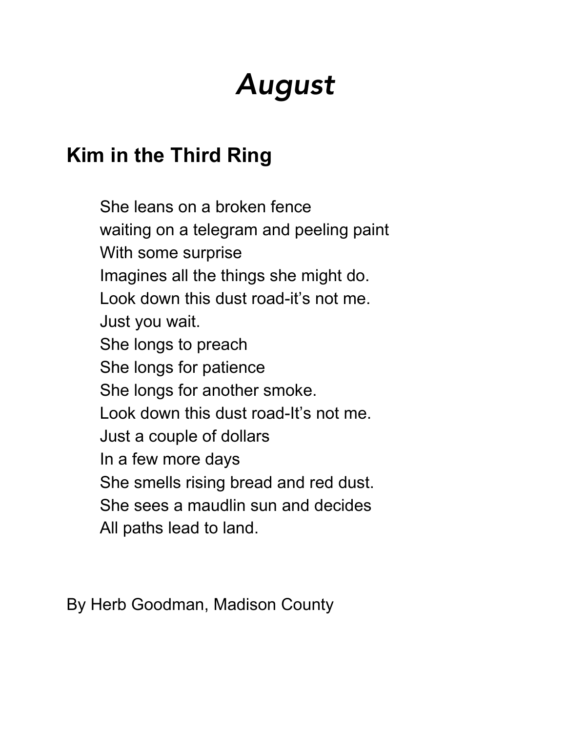# *August*

## Kim in the Third Ring

She leans on a broken fence  
waiting on a telegram and peeling paint  
With some surprise  
Imagines all the things she might do.  
Look down this dust road-it's not me.  
Just you wait.  
She longs to preach  
She longs for patience  
She longs for another smoke.  
Look down this dust road-It's not me.  
Just a couple of dollars  
In a few more days  
She smells rising bread and red dust.  
She sees a maudlin sun and decides  
All paths lead to land.

By Herb Goodman, Madison County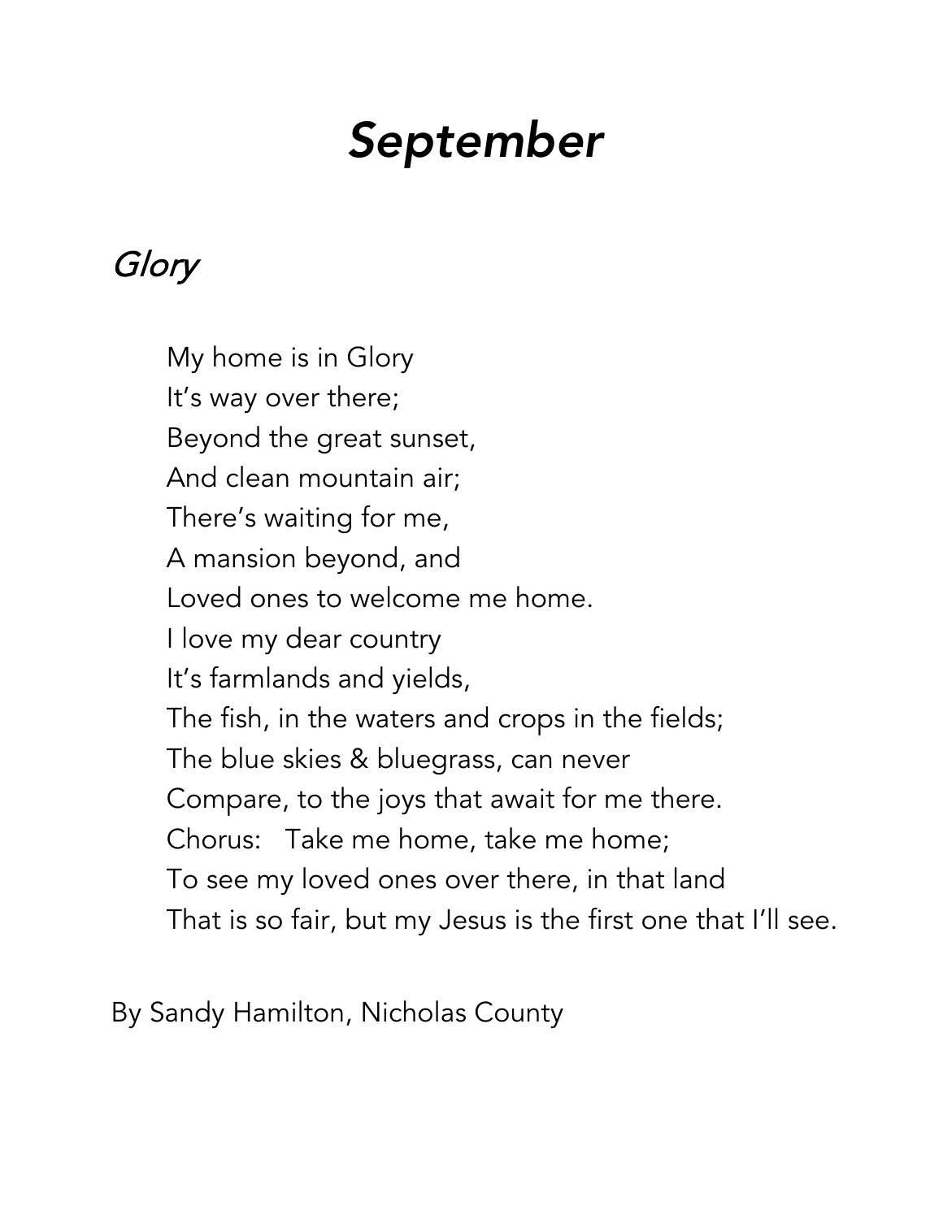# *September*

## *Glory*

My home is in Glory  
It's way over there;  
Beyond the great sunset,  
And clean mountain air;  
There's waiting for me,  
A mansion beyond, and  
Loved ones to welcome me home.  
I love my dear country  
It's farmlands and yields,  
The fish, in the waters and crops in the fields;  
The blue skies & bluegrass, can never  
Compare, to the joys that await for me there.  
Chorus: Take me home, take me home;  
To see my loved ones over there, in that land  
That is so fair, but my Jesus is the first one that I'll see.

By Sandy Hamilton, Nicholas County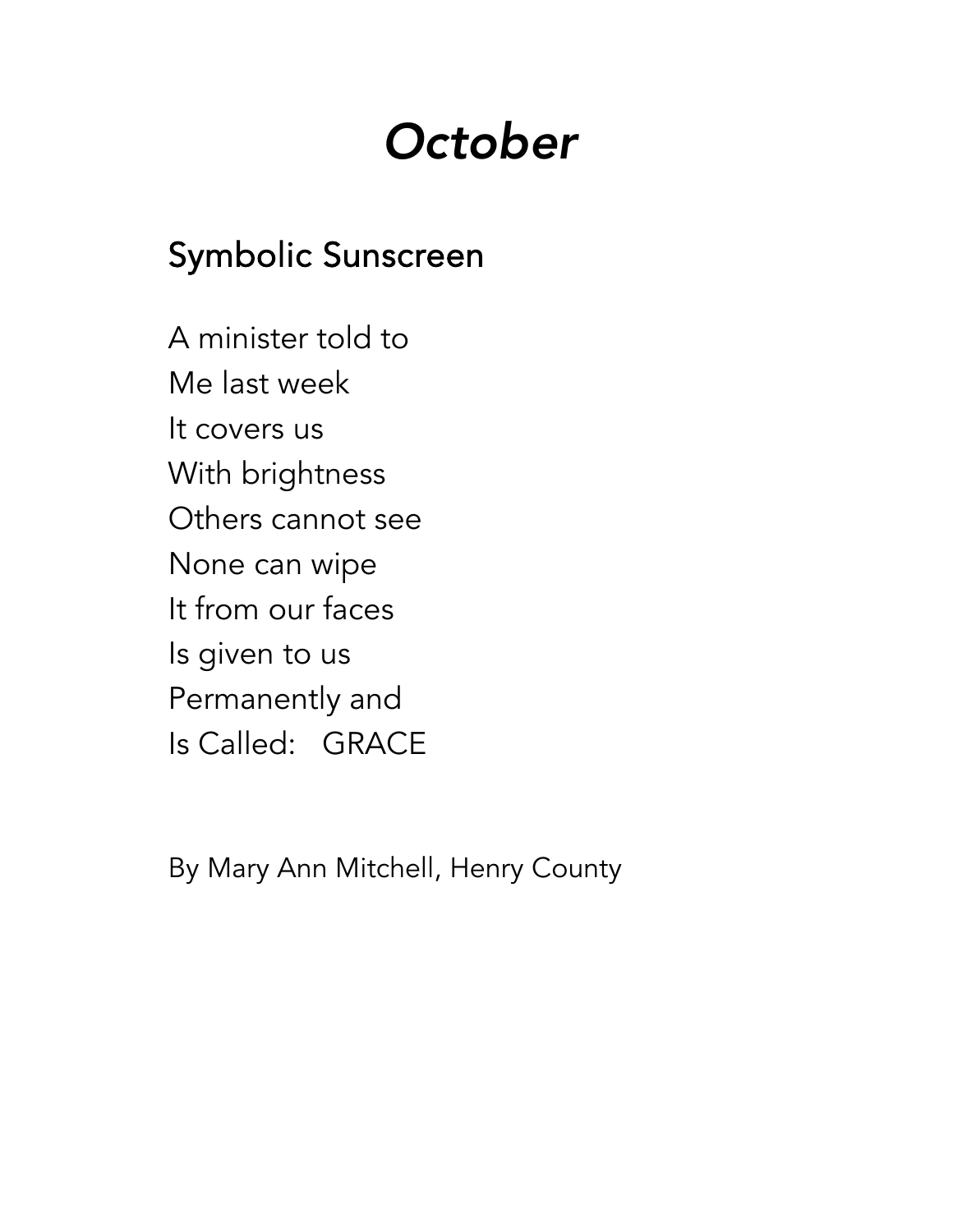# *October*

## Symbolic Sunscreen

A minister told to  
Me last week  
It covers us  
With brightness  
Others cannot see  
None can wipe  
It from our faces  
Is given to us  
Permanently and  
Is Called:   GRACE

By Mary Ann Mitchell, Henry County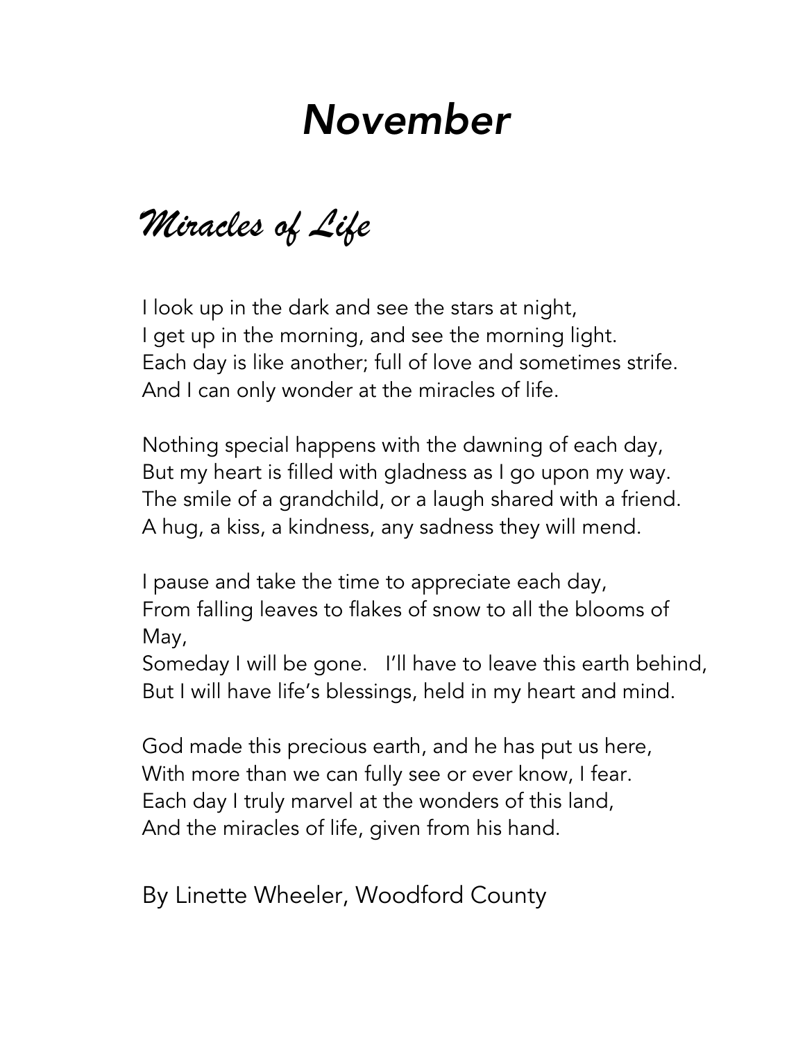# *November*

## *Miracles of Life*

I look up in the dark and see the stars at night,
I get up in the morning, and see the morning light.
Each day is like another; full of love and sometimes strife.
And I can only wonder at the miracles of life.

Nothing special happens with the dawning of each day,
But my heart is filled with gladness as I go upon my way.
The smile of a grandchild, or a laugh shared with a friend.
A hug, a kiss, a kindness, any sadness they will mend.

I pause and take the time to appreciate each day,
From falling leaves to flakes of snow to all the blooms of May,
Someday I will be gone.   I'll have to leave this earth behind,
But I will have life's blessings, held in my heart and mind.

God made this precious earth, and he has put us here,
With more than we can fully see or ever know, I fear.
Each day I truly marvel at the wonders of this land,
And the miracles of life, given from his hand.

By Linette Wheeler, Woodford County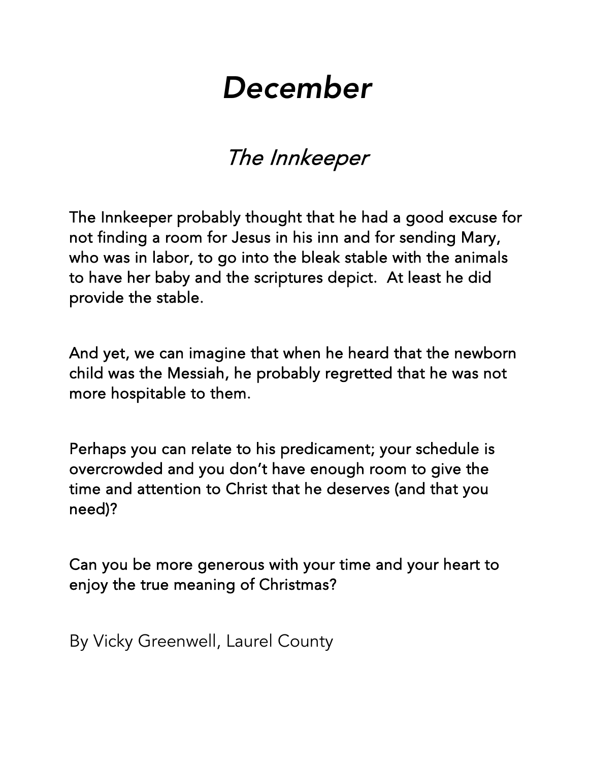# *December*

## *The Innkeeper*

The Innkeeper probably thought that he had a good excuse for not finding a room for Jesus in his inn and for sending Mary, who was in labor, to go into the bleak stable with the animals to have her baby and the scriptures depict.  At least he did provide the stable.

And yet, we can imagine that when he heard that the newborn child was the Messiah, he probably regretted that he was not more hospitable to them.

Perhaps you can relate to his predicament; your schedule is overcrowded and you don't have enough room to give the time and attention to Christ that he deserves (and that you need)?

Can you be more generous with your time and your heart to enjoy the true meaning of Christmas?

By Vicky Greenwell, Laurel County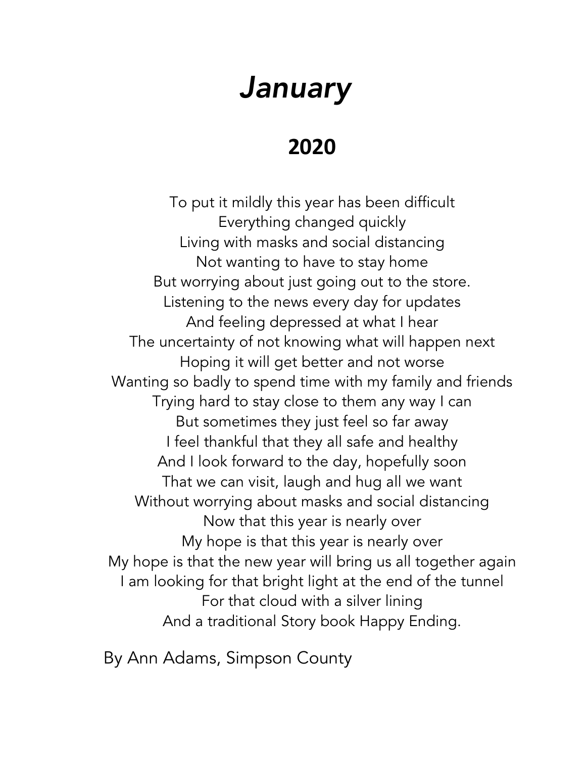# *January*

## 2020

To put it mildly this year has been difficult
Everything changed quickly
Living with masks and social distancing
Not wanting to have to stay home
But worrying about just going out to the store.
Listening to the news every day for updates
And feeling depressed at what I hear
The uncertainty of not knowing what will happen next
Hoping it will get better and not worse
Wanting so badly to spend time with my family and friends
Trying hard to stay close to them any way I can
But sometimes they just feel so far away
I feel thankful that they all safe and healthy
And I look forward to the day, hopefully soon
That we can visit, laugh and hug all we want
Without worrying about masks and social distancing
Now that this year is nearly over
My hope is that this year is nearly over
My hope is that the new year will bring us all together again
I am looking for that bright light at the end of the tunnel
For that cloud with a silver lining
And a traditional Story book Happy Ending.

By Ann Adams, Simpson County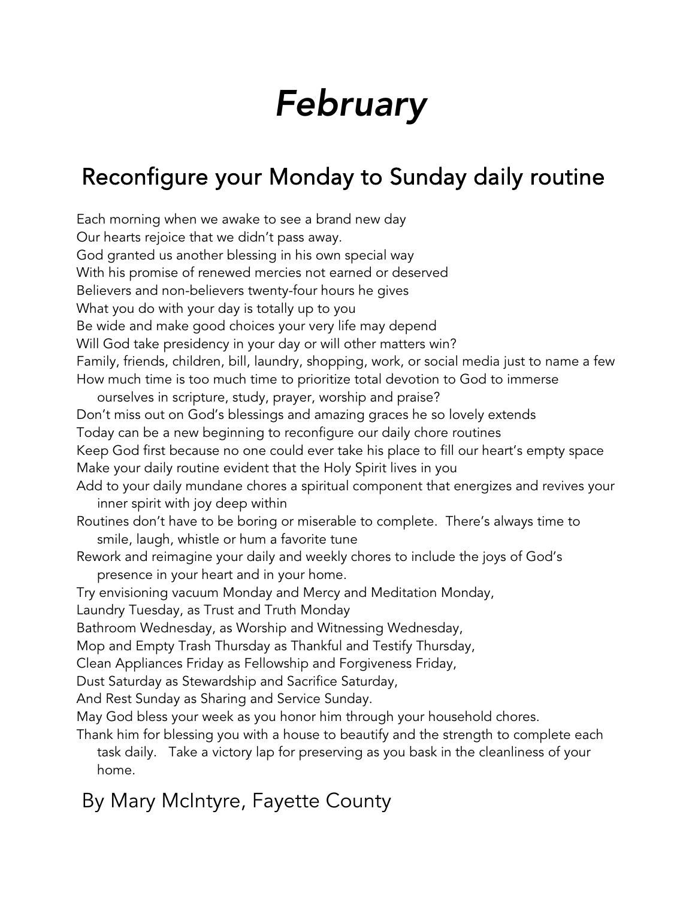# *February*

## Reconfigure your Monday to Sunday daily routine

Each morning when we awake to see a brand new day
Our hearts rejoice that we didn't pass away.
God granted us another blessing in his own special way
With his promise of renewed mercies not earned or deserved
Believers and non-believers twenty-four hours he gives
What you do with your day is totally up to you
Be wide and make good choices your very life may depend
Will God take presidency in your day or will other matters win?
Family, friends, children, bill, laundry, shopping, work, or social media just to name a few
How much time is too much time to prioritize total devotion to God to immerse ourselves in scripture, study, prayer, worship and praise?
Don't miss out on God's blessings and amazing graces he so lovely extends
Today can be a new beginning to reconfigure our daily chore routines
Keep God first because no one could ever take his place to fill our heart's empty space
Make your daily routine evident that the Holy Spirit lives in you
Add to your daily mundane chores a spiritual component that energizes and revives your inner spirit with joy deep within
Routines don't have to be boring or miserable to complete.  There's always time to smile, laugh, whistle or hum a favorite tune
Rework and reimagine your daily and weekly chores to include the joys of God's presence in your heart and in your home.
Try envisioning vacuum Monday and Mercy and Meditation Monday,
Laundry Tuesday, as Trust and Truth Monday
Bathroom Wednesday, as Worship and Witnessing Wednesday,
Mop and Empty Trash Thursday as Thankful and Testify Thursday,
Clean Appliances Friday as Fellowship and Forgiveness Friday,
Dust Saturday as Stewardship and Sacrifice Saturday,
And Rest Sunday as Sharing and Service Sunday.
May God bless your week as you honor him through your household chores.
Thank him for blessing you with a house to beautify and the strength to complete each task daily.   Take a victory lap for preserving as you bask in the cleanliness of your home.

By Mary McIntyre, Fayette County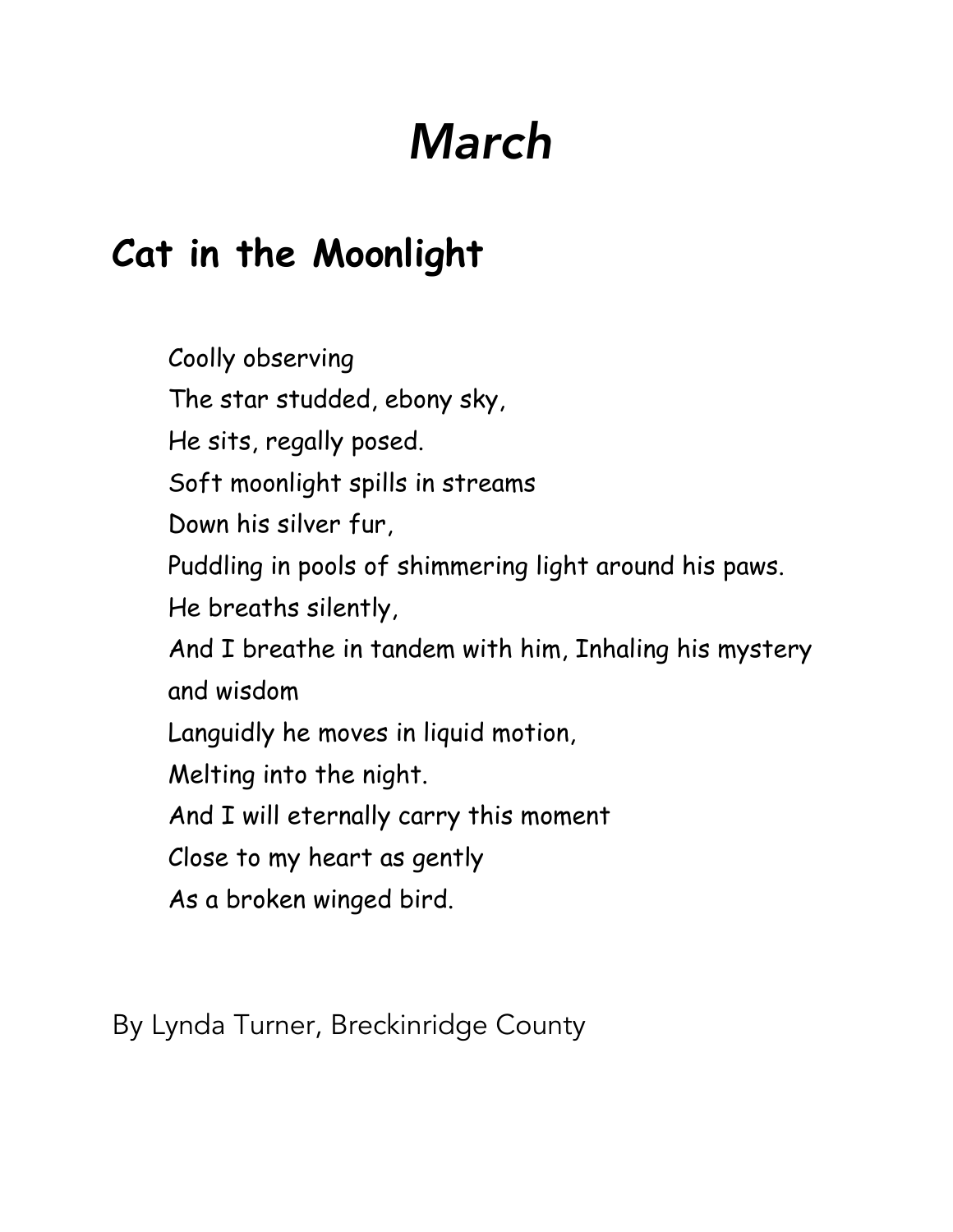# *March*

## Cat in the Moonlight

Coolly observing  
The star studded, ebony sky,  
He sits, regally posed.  
Soft moonlight spills in streams  
Down his silver fur,  
Puddling in pools of shimmering light around his paws.  
He breaths silently,  
And I breathe in tandem with him, Inhaling his mystery and wisdom  
Languidly he moves in liquid motion,  
Melting into the night.  
And I will eternally carry this moment  
Close to my heart as gently  
As a broken winged bird.

By Lynda Turner, Breckinridge County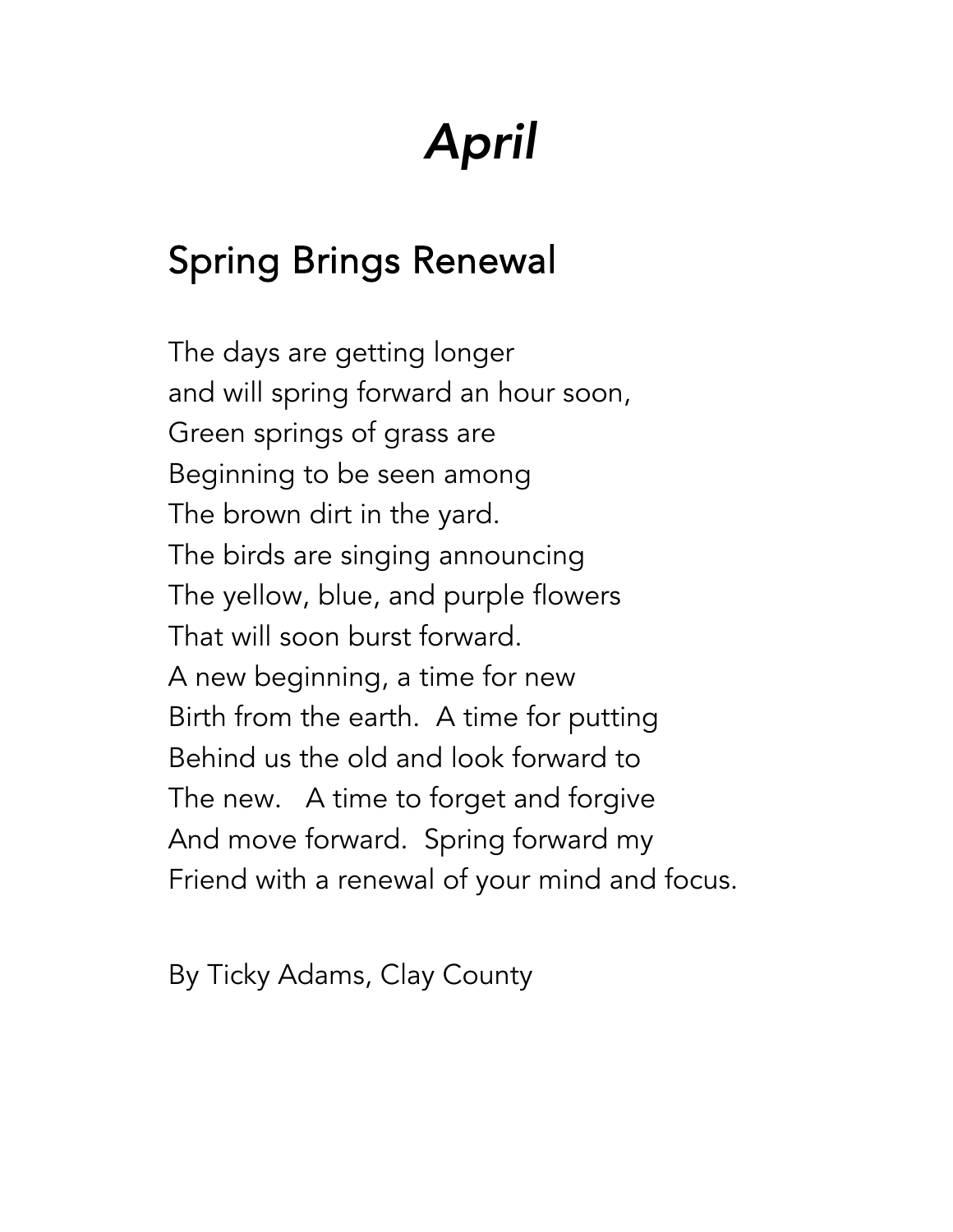# *April*

## Spring Brings Renewal

The days are getting longer  
and will spring forward an hour soon,  
Green springs of grass are  
Beginning to be seen among  
The brown dirt in the yard.  
The birds are singing announcing  
The yellow, blue, and purple flowers  
That will soon burst forward.  
A new beginning, a time for new  
Birth from the earth.  A time for putting  
Behind us the old and look forward to  
The new.   A time to forget and forgive  
And move forward.  Spring forward my  
Friend with a renewal of your mind and focus.

By Ticky Adams, Clay County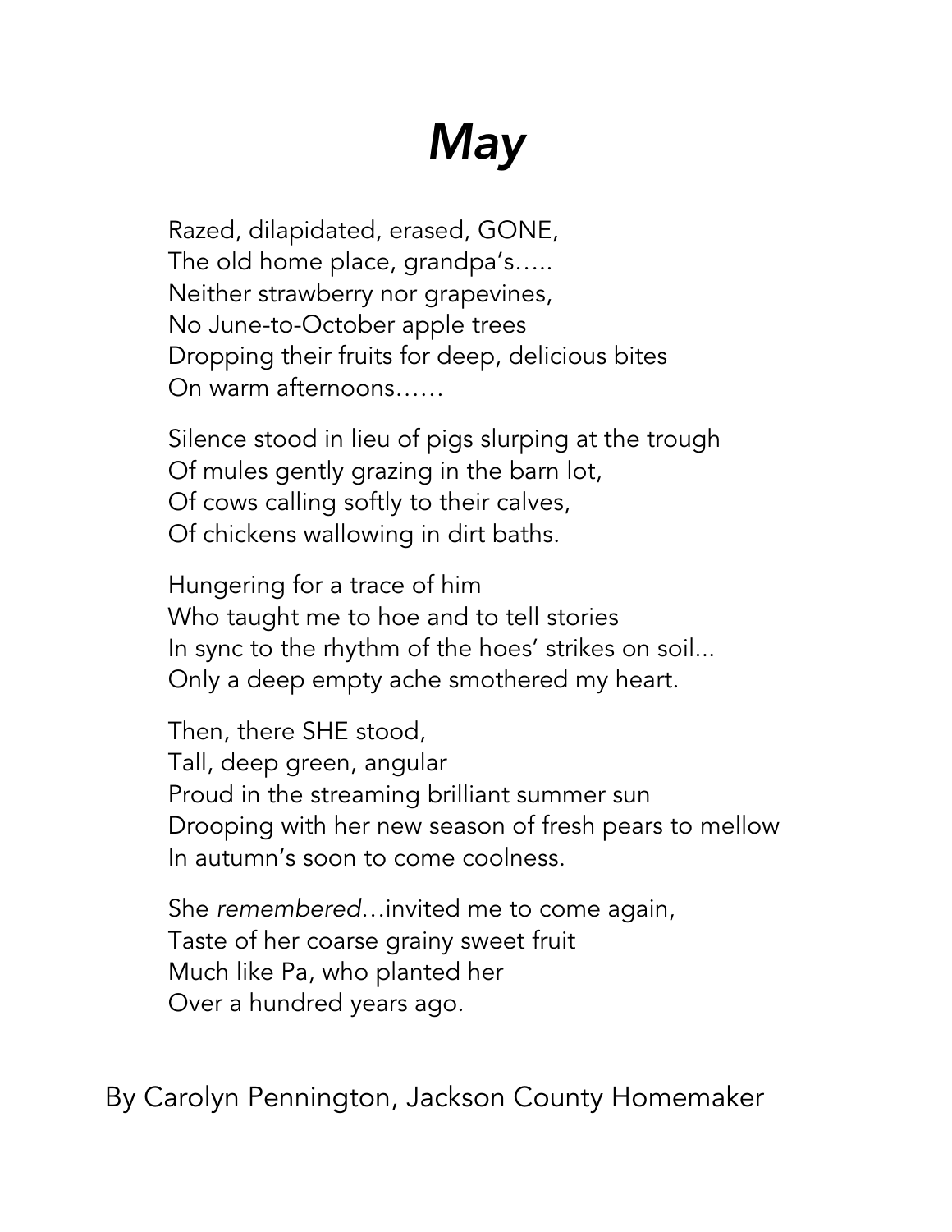# *May*

Razed, dilapidated, erased, GONE,  
The old home place, grandpa's…..  
Neither strawberry nor grapevines,  
No June-to-October apple trees  
Dropping their fruits for deep, delicious bites  
On warm afternoons……

Silence stood in lieu of pigs slurping at the trough  
Of mules gently grazing in the barn lot,  
Of cows calling softly to their calves,  
Of chickens wallowing in dirt baths.

Hungering for a trace of him  
Who taught me to hoe and to tell stories  
In sync to the rhythm of the hoes' strikes on soil...  
Only a deep empty ache smothered my heart.

Then, there SHE stood,  
Tall, deep green, angular  
Proud in the streaming brilliant summer sun  
Drooping with her new season of fresh pears to mellow  
In autumn's soon to come coolness.

She *remembered*…invited me to come again,  
Taste of her coarse grainy sweet fruit  
Much like Pa, who planted her  
Over a hundred years ago.

By Carolyn Pennington, Jackson County Homemaker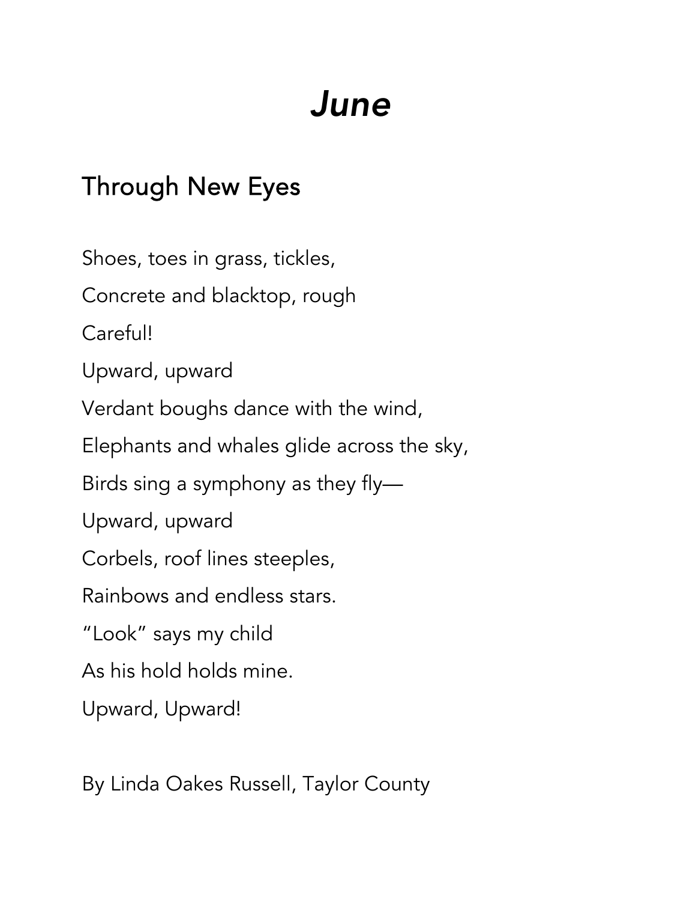# *June*

## Through New Eyes

Shoes, toes in grass, tickles,

Concrete and blacktop, rough

Careful!

Upward, upward

Verdant boughs dance with the wind,

Elephants and whales glide across the sky,

Birds sing a symphony as they fly—

Upward, upward

Corbels, roof lines steeples,

Rainbows and endless stars.

"Look" says my child

As his hold holds mine.

Upward, Upward!

By Linda Oakes Russell, Taylor County